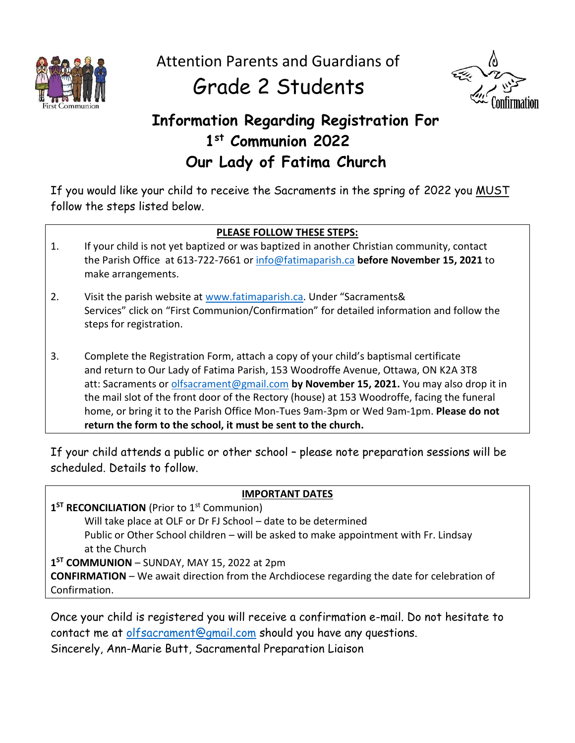Attention Parents and Guardians of

# Grade 2 Students

## Information Regarding Registration For 1st Communion 2022 Our Lady of Fatima Church

If you would like your child to receive the Sacraments in the spring of 2022 you MUST follow the steps listed below.

**PLEASE FOLLOW THESE STEPS:**

1. If your child is not yet baptized or was baptized in another Christian community, contact the Parish Office at 613-722-7661 or info@fatimaparish.ca **before November 15, 2021** to make arrangements.

2. Visit the parish website at www.fatimaparish.ca. Under "Sacraments& Services" click on "First Communion/Confirmation" for detailed information and follow the steps for registration.

3. Complete the Registration Form, attach a copy of your child's baptismal certificate and return to Our Lady of Fatima Parish, 153 Woodroffe Avenue, Ottawa, ON K2A 3T8 att: Sacraments or olfsacrament@gmail.com **by November 15, 2021.** You may also drop it in the mail slot of the front door of the Rectory (house) at 153 Woodroffe, facing the funeral home, or bring it to the Parish Office Mon-Tues 9am-3pm or Wed 9am-1pm. **Please do not return the form to the school, it must be sent to the church.**

If your child attends a public or other school – please note preparation sessions will be scheduled. Details to follow.

**IMPORTANT DATES**

**1ST RECONCILIATION** (Prior to 1st Communion)

Will take place at OLF or Dr FJ School – date to be determined

Public or Other School children – will be asked to make appointment with Fr. Lindsay at the Church

**1ST COMMUNION** – SUNDAY, MAY 15, 2022 at 2pm

**CONFIRMATION** – We await direction from the Archdiocese regarding the date for celebration of Confirmation.

Once your child is registered you will receive a confirmation e-mail. Do not hesitate to contact me at olfsacrament@gmail.com should you have any questions.

Sincerely, Ann-Marie Butt, Sacramental Preparation Liaison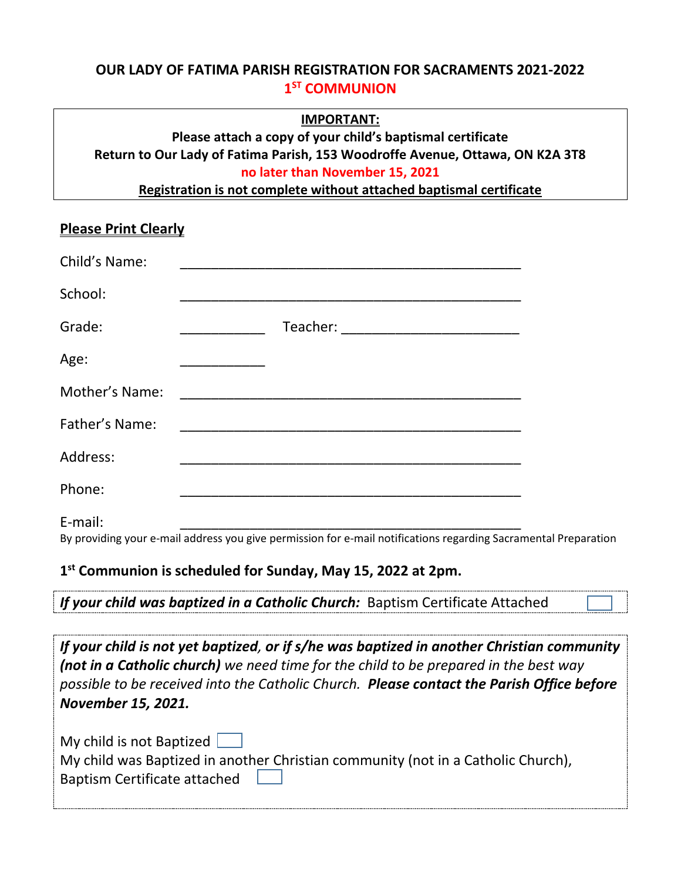# OUR LADY OF FATIMA PARISH REGISTRATION FOR SACRAMENTS 2021-2022

## 1ST COMMUNION

**IMPORTANT:**

**Please attach a copy of your child's baptismal certificate**

**Return to Our Lady of Fatima Parish, 153 Woodroffe Avenue, Ottawa, ON K2A 3T8**

**no later than November 15, 2021**

**Registration is not complete without attached baptismal certificate**

**Please Print Clearly**

Child's Name: ______________________________________________

School: ______________________________________________

Grade: ___________ Teacher: _______________________

Age: ___________

Mother's Name: ______________________________________________

Father's Name: ______________________________________________

Address: ______________________________________________

Phone: ______________________________________________

E-mail: ______________________________________________

By providing your e-mail address you give permission for e-mail notifications regarding Sacramental Preparation

**1st Communion is scheduled for Sunday, May 15, 2022 at 2pm.**

***If your child was baptized in a Catholic Church:*** Baptism Certificate Attached ☐

***If your child is not yet baptized, or if s/he was baptized in another Christian community (not in a Catholic church)*** *we need time for the child to be prepared in the best way possible to be received into the Catholic Church.* ***Please contact the Parish Office before November 15, 2021.***

My child is not Baptized ☐

My child was Baptized in another Christian community (not in a Catholic Church), Baptism Certificate attached ☐